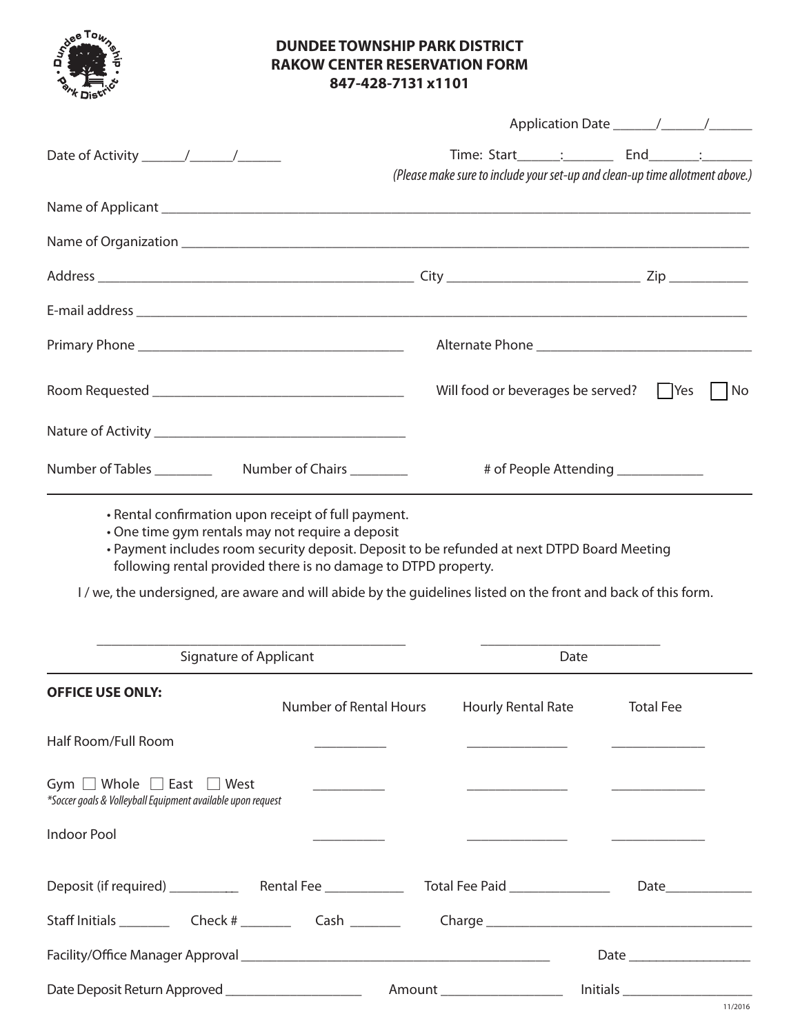# DUNDEE TOWNSHIP PARK DISTRICT
## RAKOW CENTER RESERVATION FORM
**847-428-7131 x1101**

Application Date ______/______/______

Date of Activity ______/______/______

Time: Start______:_______ End_______:_______
*(Please make sure to include your set-up and clean-up time allotment above.)*

Name of Applicant ____________________________________________

Name of Organization ____________________________________________

Address ______________________________ City ____________________ Zip __________

E-mail address ____________________________________________

Primary Phone ______________________________ Alternate Phone ______________________________

Room Requested ______________________________ Will food or beverages be served? ☐ Yes ☐ No

Nature of Activity ______________________________

Number of Tables ________ Number of Chairs ________ # of People Attending ____________

---

- Rental confirmation upon receipt of full payment.
- One time gym rentals may not require a deposit
- Payment includes room security deposit. Deposit to be refunded at next DTPD Board Meeting following rental provided there is no damage to DTPD property.

I / we, the undersigned, are aware and will abide by the guidelines listed on the front and back of this form.

______________________________ ______________________
Signature of Applicant Date

---

**OFFICE USE ONLY:**

| | Number of Rental Hours | Hourly Rental Rate | Total Fee |
|---|---|---|---|
| Half Room/Full Room | __________ | ______________ | _____________ |
| Gym ☐ Whole ☐ East ☐ West *\*Soccer goals & Volleyball Equipment available upon request* | __________ | ______________ | _____________ |
| Indoor Pool | __________ | ______________ | _____________ |

Deposit (if required) __________ Rental Fee ___________ Total Fee Paid ______________ Date____________

Staff Initials ________ Check # _______ Cash _______ Charge ______________________________

Facility/Office Manager Approval ______________________________ Date _________________

Date Deposit Return Approved ___________________ Amount _________________ Initials __________________

11/2016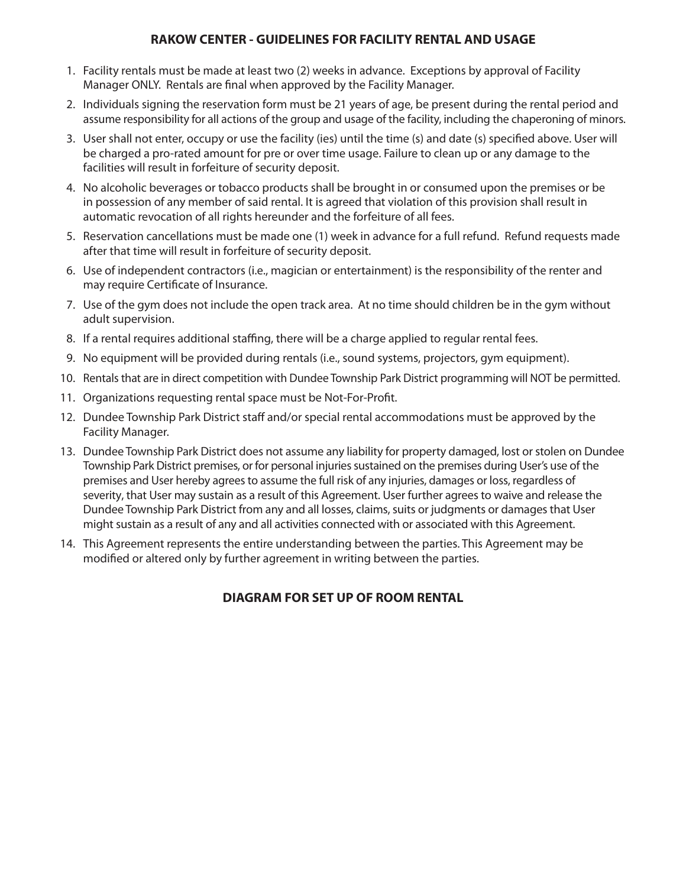## RAKOW CENTER - GUIDELINES FOR FACILITY RENTAL AND USAGE

1. Facility rentals must be made at least two (2) weeks in advance. Exceptions by approval of Facility Manager ONLY. Rentals are final when approved by the Facility Manager.
2. Individuals signing the reservation form must be 21 years of age, be present during the rental period and assume responsibility for all actions of the group and usage of the facility, including the chaperoning of minors.
3. User shall not enter, occupy or use the facility (ies) until the time (s) and date (s) specified above. User will be charged a pro-rated amount for pre or over time usage. Failure to clean up or any damage to the facilities will result in forfeiture of security deposit.
4. No alcoholic beverages or tobacco products shall be brought in or consumed upon the premises or be in possession of any member of said rental. It is agreed that violation of this provision shall result in automatic revocation of all rights hereunder and the forfeiture of all fees.
5. Reservation cancellations must be made one (1) week in advance for a full refund. Refund requests made after that time will result in forfeiture of security deposit.
6. Use of independent contractors (i.e., magician or entertainment) is the responsibility of the renter and may require Certificate of Insurance.
7. Use of the gym does not include the open track area. At no time should children be in the gym without adult supervision.
8. If a rental requires additional staffing, there will be a charge applied to regular rental fees.
9. No equipment will be provided during rentals (i.e., sound systems, projectors, gym equipment).
10. Rentals that are in direct competition with Dundee Township Park District programming will NOT be permitted.
11. Organizations requesting rental space must be Not-For-Profit.
12. Dundee Township Park District staff and/or special rental accommodations must be approved by the Facility Manager.
13. Dundee Township Park District does not assume any liability for property damaged, lost or stolen on Dundee Township Park District premises, or for personal injuries sustained on the premises during User's use of the premises and User hereby agrees to assume the full risk of any injuries, damages or loss, regardless of severity, that User may sustain as a result of this Agreement. User further agrees to waive and release the Dundee Township Park District from any and all losses, claims, suits or judgments or damages that User might sustain as a result of any and all activities connected with or associated with this Agreement.
14. This Agreement represents the entire understanding between the parties. This Agreement may be modified or altered only by further agreement in writing between the parties.

## DIAGRAM FOR SET UP OF ROOM RENTAL